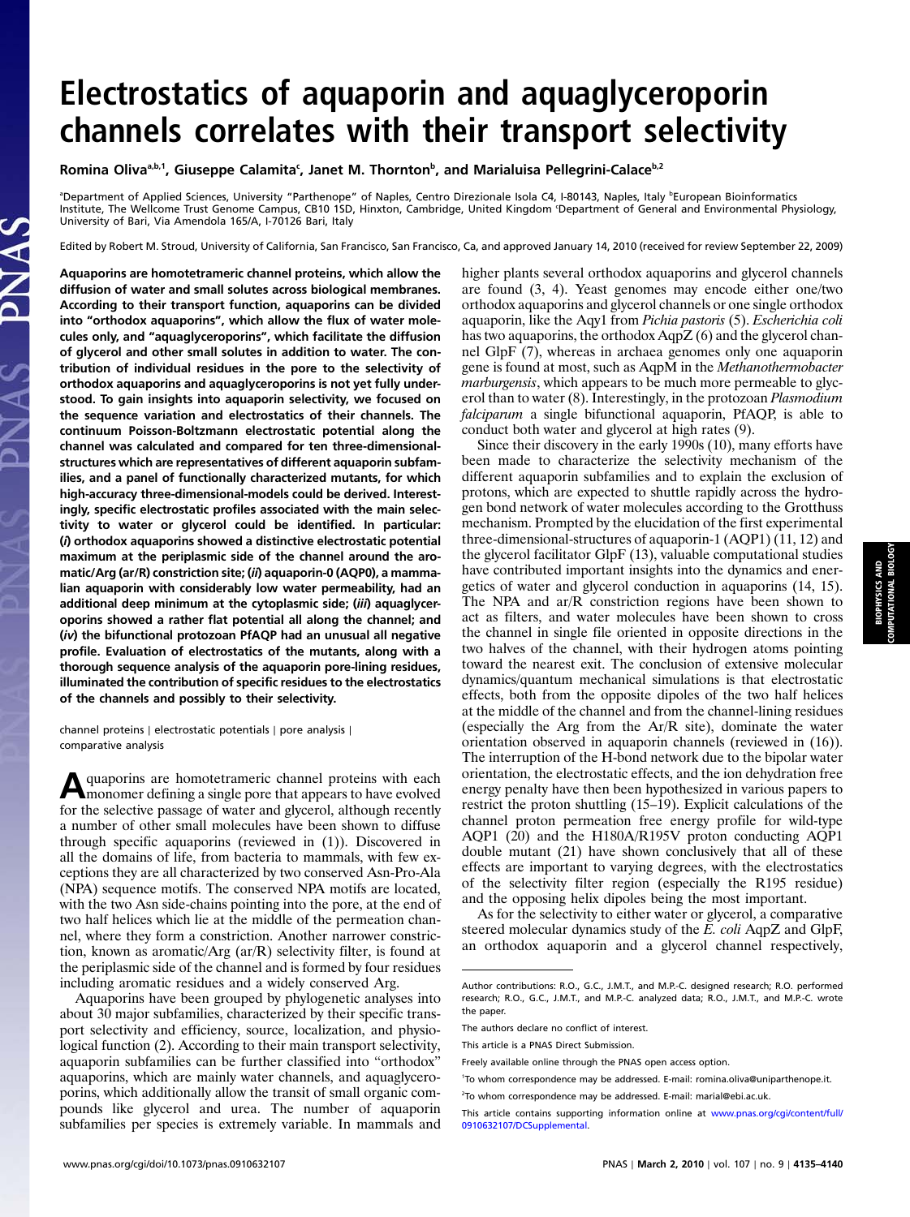# Electrostatics of aquaporin and aquaglyceroporin channels correlates with their transport selectivity

**Romina Oliva[a,b,1], Giuseppe Calamita[c], Janet M. Thornton[b], and Marialuisa Pellegrini-Calace[b,2]**

[a]Department of Applied Sciences, University "Parthenope" of Naples, Centro Direzionale Isola C4, I-80143, Naples, Italy [b]European Bioinformatics Institute, The Wellcome Trust Genome Campus, CB10 1SD, Hinxton, Cambridge, United Kingdom [c]Department of General and Environmental Physiology, University of Bari, Via Amendola 165/A, I-70126 Bari, Italy

Edited by Robert M. Stroud, University of California, San Francisco, San Francisco, Ca, and approved January 14, 2010 (received for review September 22, 2009)

**Aquaporins are homotetrameric channel proteins, which allow the diffusion of water and small solutes across biological membranes. According to their transport function, aquaporins can be divided into "orthodox aquaporins", which allow the flux of water molecules only, and "aquaglyceroporins", which facilitate the diffusion of glycerol and other small solutes in addition to water. The contribution of individual residues in the pore to the selectivity of orthodox aquaporins and aquaglyceroporins is not yet fully understood. To gain insights into aquaporin selectivity, we focused on the sequence variation and electrostatics of their channels. The continuum Poisson-Boltzmann electrostatic potential along the channel was calculated and compared for ten three-dimensional-structures which are representatives of different aquaporin subfamilies, and a panel of functionally characterized mutants, for which high-accuracy three-dimensional-models could be derived. Interestingly, specific electrostatic profiles associated with the main selectivity to water or glycerol could be identified. In particular: (*i*) orthodox aquaporins showed a distinctive electrostatic potential maximum at the periplasmic side of the channel around the aromatic/Arg (ar/R) constriction site; (*ii*) aquaporin-0 (AQP0), a mammalian aquaporin with considerably low water permeability, had an additional deep minimum at the cytoplasmic side; (*iii*) aquaglyceroporins showed a rather flat potential all along the channel; and (*iv*) the bifunctional protozoan PfAQP had an unusual all negative profile. Evaluation of electrostatics of the mutants, along with a thorough sequence analysis of the aquaporin pore-lining residues, illuminated the contribution of specific residues to the electrostatics of the channels and possibly to their selectivity.**

channel proteins | electrostatic potentials | pore analysis | comparative analysis

Aquaporins are homotetrameric channel proteins with each monomer defining a single pore that appears to have evolved for the selective passage of water and glycerol, although recently a number of other small molecules have been shown to diffuse through specific aquaporins (reviewed in (1)). Discovered in all the domains of life, from bacteria to mammals, with few exceptions they are all characterized by two conserved Asn-Pro-Ala (NPA) sequence motifs. The conserved NPA motifs are located, with the two Asn side-chains pointing into the pore, at the end of two half helices which lie at the middle of the permeation channel, where they form a constriction. Another narrower constriction, known as aromatic/Arg (ar/R) selectivity filter, is found at the periplasmic side of the channel and is formed by four residues including aromatic residues and a widely conserved Arg.

Aquaporins have been grouped by phylogenetic analyses into about 30 major subfamilies, characterized by their specific transport selectivity and efficiency, source, localization, and physiological function (2). According to their main transport selectivity, aquaporin subfamilies can be further classified into "orthodox" aquaporins, which are mainly water channels, and aquaglyceroporins, which additionally allow the transit of small organic compounds like glycerol and urea. The number of aquaporin subfamilies per species is extremely variable. In mammals and higher plants several orthodox aquaporins and glycerol channels are found (3, 4). Yeast genomes may encode either one/two orthodox aquaporins and glycerol channels or one single orthodox aquaporin, like the Aqy1 from *Pichia pastoris* (5). *Escherichia coli* has two aquaporins, the orthodox AqpZ (6) and the glycerol channel GlpF (7), whereas in archaea genomes only one aquaporin gene is found at most, such as AqpM in the *Methanothermobacter marburgensis*, which appears to be much more permeable to glycerol than to water (8). Interestingly, in the protozoan *Plasmodium falciparum* a single bifunctional aquaporin, PfAQP, is able to conduct both water and glycerol at high rates (9).

Since their discovery in the early 1990s (10), many efforts have been made to characterize the selectivity mechanism of the different aquaporin subfamilies and to explain the exclusion of protons, which are expected to shuttle rapidly across the hydrogen bond network of water molecules according to the Grotthuss mechanism. Prompted by the elucidation of the first experimental three-dimensional-structures of aquaporin-1 (AQP1) (11, 12) and the glycerol facilitator GlpF (13), valuable computational studies have contributed important insights into the dynamics and energetics of water and glycerol conduction in aquaporins (14, 15). The NPA and ar/R constriction regions have been shown to act as filters, and water molecules have been shown to cross the channel in single file oriented in opposite directions in the two halves of the channel, with their hydrogen atoms pointing toward the nearest exit. The conclusion of extensive molecular dynamics/quantum mechanical simulations is that electrostatic effects, both from the opposite dipoles of the two half helices at the middle of the channel and from the channel-lining residues (especially the Arg from the Ar/R site), dominate the water orientation observed in aquaporin channels (reviewed in (16)). The interruption of the H-bond network due to the bipolar water orientation, the electrostatic effects, and the ion dehydration free energy penalty have then been hypothesized in various papers to restrict the proton shuttling (15–19). Explicit calculations of the channel proton permeation free energy profile for wild-type AQP1 (20) and the H180A/R195V proton conducting AQP1 double mutant (21) have shown conclusively that all of these effects are important to varying degrees, with the electrostatics of the selectivity filter region (especially the R195 residue) and the opposing helix dipoles being the most important.

As for the selectivity to either water or glycerol, a comparative steered molecular dynamics study of the *E. coli* AqpZ and GlpF, an orthodox aquaporin and a glycerol channel respectively,

Author contributions: R.O., G.C., J.M.T., and M.P.-C. designed research; R.O. performed research; R.O., G.C., J.M.T., and M.P.-C. analyzed data; R.O., J.M.T., and M.P.-C. wrote the paper.

The authors declare no conflict of interest.

This article is a PNAS Direct Submission.

Freely available online through the PNAS open access option.

[1]To whom correspondence may be addressed. E-mail: romina.oliva@uniparthenope.it.

[2]To whom correspondence may be addressed. E-mail: marial@ebi.ac.uk.

This article contains supporting information online at www.pnas.org/cgi/content/full/0910632107/DCSupplemental.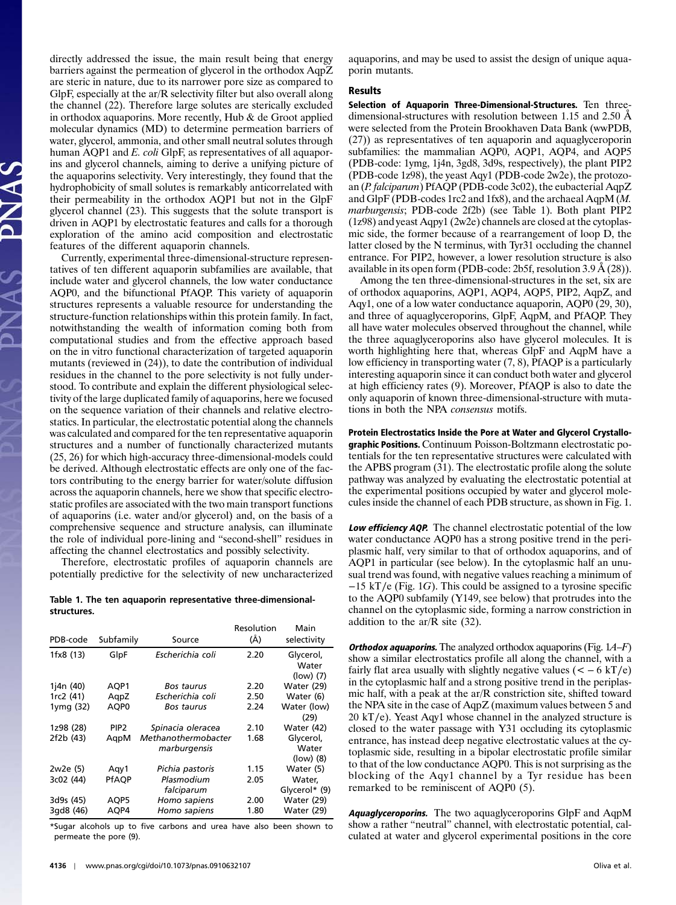directly addressed the issue, the main result being that energy barriers against the permeation of glycerol in the orthodox AqpZ are steric in nature, due to its narrower pore size as compared to GlpF, especially at the ar/R selectivity filter but also overall along the channel (22). Therefore large solutes are sterically excluded in orthodox aquaporins. More recently, Hub & de Groot applied molecular dynamics (MD) to determine permeation barriers of water, glycerol, ammonia, and other small neutral solutes through human AQP1 and *E. coli* GlpF, as representatives of all aquaporins and glycerol channels, aiming to derive a unifying picture of the aquaporins selectivity. Very interestingly, they found that the hydrophobicity of small solutes is remarkably anticorrelated with their permeability in the orthodox AQP1 but not in the GlpF glycerol channel (23). This suggests that the solute transport is driven in AQP1 by electrostatic features and calls for a thorough exploration of the amino acid composition and electrostatic features of the different aquaporin channels.

Currently, experimental three-dimensional-structure representatives of ten different aquaporin subfamilies are available, that include water and glycerol channels, the low water conductance AQP0, and the bifunctional PfAQP. This variety of aquaporin structures represents a valuable resource for understanding the structure-function relationships within this protein family. In fact, notwithstanding the wealth of information coming both from computational studies and from the effective approach based on the in vitro functional characterization of targeted aquaporin mutants (reviewed in (24)), to date the contribution of individual residues in the channel to the pore selectivity is not fully understood. To contribute and explain the different physiological selectivity of the large duplicated family of aquaporins, here we focused on the sequence variation of their channels and relative electrostatics. In particular, the electrostatic potential along the channels was calculated and compared for the ten representative aquaporin structures and a number of functionally characterized mutants (25, 26) for which high-accuracy three-dimensional-models could be derived. Although electrostatic effects are only one of the factors contributing to the energy barrier for water/solute diffusion across the aquaporin channels, here we show that specific electrostatic profiles are associated with the two main transport functions of aquaporins (i.e. water and/or glycerol) and, on the basis of a comprehensive sequence and structure analysis, can illuminate the role of individual pore-lining and "second-shell" residues in affecting the channel electrostatics and possibly selectivity.

Therefore, electrostatic profiles of aquaporin channels are potentially predictive for the selectivity of new uncharacterized aquaporins, and may be used to assist the design of unique aquaporin mutants.

**Table 1. The ten aquaporin representative three-dimensional-structures.**

| PDB-code | Subfamily | Source | Resolution (Å) | Main selectivity |
|---|---|---|---|---|
| 1fx8 (13) | GlpF | *Escherichia coli* | 2.20 | Glycerol, Water (low) (7) |
| 1j4n (40) | AQP1 | *Bos taurus* | 2.20 | Water (29) |
| 1rc2 (41) | AqpZ | *Escherichia coli* | 2.50 | Water (6) |
| 1ymg (32) | AQP0 | *Bos taurus* | 2.24 | Water (low) (29) |
| 1z98 (28) | PIP2 | *Spinacia oleracea* | 2.10 | Water (42) |
| 2f2b (43) | AqpM | *Methanothermobacter marburgensis* | 1.68 | Glycerol, Water (low) (8) |
| 2w2e (5) | Aqy1 | *Pichia pastoris* | 1.15 | Water (5) |
| 3c02 (44) | PfAQP | *Plasmodium falciparum* | 2.05 | Water, Glycerol* (9) |
| 3d9s (45) | AQP5 | *Homo sapiens* | 2.00 | Water (29) |
| 3gd8 (46) | AQP4 | *Homo sapiens* | 1.80 | Water (29) |

*Sugar alcohols up to five carbons and urea have also been shown to permeate the pore (9).

## Results

**Selection of Aquaporin Three-Dimensional-Structures.** Ten three-dimensional-structures with resolution between 1.15 and 2.50 Å were selected from the Protein Brookhaven Data Bank (wwPDB, (27)) as representatives of ten aquaporin and aquaglyceroporin subfamilies: the mammalian AQP0, AQP1, AQP4, and AQP5 (PDB-code: 1ymg, 1j4n, 3gd8, 3d9s, respectively), the plant PIP2 (PDB-code 1z98), the yeast Aqy1 (PDB-code 2w2e), the protozoan (*P. falciparum*) PfAQP (PDB-code 3c02), the eubacterial AqpZ and GlpF (PDB-codes 1rc2 and 1fx8), and the archaeal AqpM (*M. marburgensis*; PDB-code 2f2b) (see Table 1). Both plant PIP2 (1z98) and yeast Aqpy1 (2w2e) channels are closed at the cytoplasmic side, the former because of a rearrangement of loop D, the latter closed by the N terminus, with Tyr31 occluding the channel entrance. For PIP2, however, a lower resolution structure is also available in its open form (PDB-code: 2b5f, resolution 3.9 Å (28)).

Among the ten three-dimensional-structures in the set, six are of orthodox aquaporins, AQP1, AQP4, AQP5, PIP2, AqpZ, and Aqy1, one of a low water conductance aquaporin, AQP0 (29, 30), and three of aquaglyceroporins, GlpF, AqpM, and PfAQP. They all have water molecules observed throughout the channel, while the three aquaglyceroporins also have glycerol molecules. It is worth highlighting here that, whereas GlpF and AqpM have a low efficiency in transporting water (7, 8), PfAQP is a particularly interesting aquaporin since it can conduct both water and glycerol at high efficiency rates (9). Moreover, PfAQP is also to date the only aquaporin of known three-dimensional-structure with mutations in both the NPA *consensus* motifs.

**Protein Electrostatics Inside the Pore at Water and Glycerol Crystallographic Positions.** Continuum Poisson-Boltzmann electrostatic potentials for the ten representative structures were calculated with the APBS program (31). The electrostatic profile along the solute pathway was analyzed by evaluating the electrostatic potential at the experimental positions occupied by water and glycerol molecules inside the channel of each PDB structure, as shown in Fig. 1.

***Low efficiency AQP.*** The channel electrostatic potential of the low water conductance AQP0 has a strong positive trend in the periplasmic half, very similar to that of orthodox aquaporins, and of AQP1 in particular (see below). In the cytoplasmic half an unusual trend was found, with negative values reaching a minimum of $-15$ kT/e (Fig. 1*G*). This could be assigned to a tyrosine specific to the AQP0 subfamily (Y149, see below) that protrudes into the channel on the cytoplasmic side, forming a narrow constriction in addition to the ar/R site (32).

***Orthodox aquaporins.*** The analyzed orthodox aquaporins (Fig. 1*A*–*F*) show a similar electrostatics profile all along the channel, with a fairly flat area usually with slightly negative values ($< -6$ kT/e) in the cytoplasmic half and a strong positive trend in the periplasmic half, with a peak at the ar/R constriction site, shifted toward the NPA site in the case of AqpZ (maximum values between 5 and 20 kT/e). Yeast Aqy1 whose channel in the analyzed structure is closed to the water passage with Y31 occluding its cytoplasmic entrance, has instead deep negative electrostatic values at the cytoplasmic side, resulting in a bipolar electrostatic profile similar to that of the low conductance AQP0. This is not surprising as the blocking of the Aqy1 channel by a Tyr residue has been remarked to be reminiscent of AQP0 (5).

***Aquaglyceroporins.*** The two aquaglyceroporins GlpF and AqpM show a rather "neutral" channel, with electrostatic potential, calculated at water and glycerol experimental positions in the core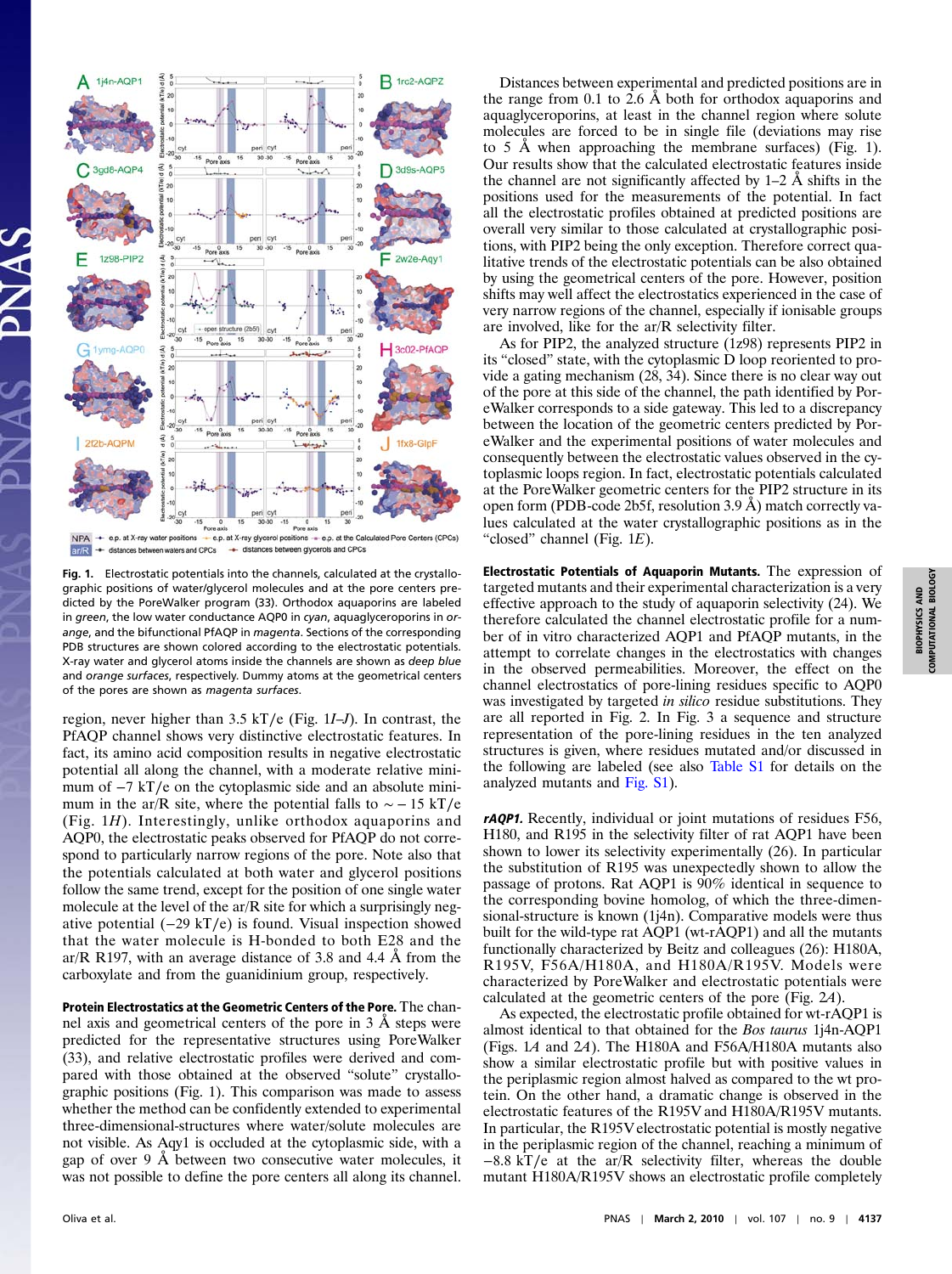**Fig. 1.** Electrostatic potentials into the channels, calculated at the crystallographic positions of water/glycerol molecules and at the pore centers predicted by the PoreWalker program (33). Orthodox aquaporins are labeled in *green*, the low water conductance AQP0 in *cyan*, aquaglyceroporins in *orange*, and the bifunctional PfAQP in *magenta*. Sections of the corresponding PDB structures are shown colored according to the electrostatic potentials. X-ray water and glycerol atoms inside the channels are shown as *deep blue* and *orange surfaces*, respectively. Dummy atoms at the geometrical centers of the pores are shown as *magenta surfaces*.

region, never higher than 3.5 kT/e (Fig. 1*I–J*). In contrast, the PfAQP channel shows very distinctive electrostatic features. In fact, its amino acid composition results in negative electrostatic potential all along the channel, with a moderate relative minimum of −7 kT/e on the cytoplasmic side and an absolute minimum in the ar/R site, where the potential falls to ∼ − 15 kT/e (Fig. 1*H*). Interestingly, unlike orthodox aquaporins and AQP0, the electrostatic peaks observed for PfAQP do not correspond to particularly narrow regions of the pore. Note also that the potentials calculated at both water and glycerol positions follow the same trend, except for the position of one single water molecule at the level of the ar/R site for which a surprisingly negative potential (−29 kT/e) is found. Visual inspection showed that the water molecule is H-bonded to both E28 and the ar/R R197, with an average distance of 3.8 and 4.4 Å from the carboxylate and from the guanidinium group, respectively.

**Protein Electrostatics at the Geometric Centers of the Pore.** The channel axis and geometrical centers of the pore in 3 Å steps were predicted for the representative structures using PoreWalker (33), and relative electrostatic profiles were derived and compared with those obtained at the observed "solute" crystallographic positions (Fig. 1). This comparison was made to assess whether the method can be confidently extended to experimental three-dimensional-structures where water/solute molecules are not visible. As Aqy1 is occluded at the cytoplasmic side, with a gap of over 9 Å between two consecutive water molecules, it was not possible to define the pore centers all along its channel.

Distances between experimental and predicted positions are in the range from 0.1 to 2.6 Å both for orthodox aquaporins and aquaglyceroporins, at least in the channel region where solute molecules are forced to be in single file (deviations may rise to 5 Å when approaching the membrane surfaces) (Fig. 1). Our results show that the calculated electrostatic features inside the channel are not significantly affected by 1–2 Å shifts in the positions used for the measurements of the potential. In fact all the electrostatic profiles obtained at predicted positions are overall very similar to those calculated at crystallographic positions, with PIP2 being the only exception. Therefore correct qualitative trends of the electrostatic potentials can be also obtained by using the geometrical centers of the pore. However, position shifts may well affect the electrostatics experienced in the case of very narrow regions of the channel, especially if ionisable groups are involved, like for the ar/R selectivity filter.

As for PIP2, the analyzed structure (1z98) represents PIP2 in its "closed" state, with the cytoplasmic D loop reoriented to provide a gating mechanism (28, 34). Since there is no clear way out of the pore at this side of the channel, the path identified by PoreWalker corresponds to a side gateway. This led to a discrepancy between the location of the geometric centers predicted by PoreWalker and the experimental positions of water molecules and consequently between the electrostatic values observed in the cytoplasmic loops region. In fact, electrostatic potentials calculated at the PoreWalker geometric centers for the PIP2 structure in its open form (PDB-code 2b5f, resolution 3.9 Å) match correctly values calculated at the water crystallographic positions as in the "closed" channel (Fig. 1*E*).

**Electrostatic Potentials of Aquaporin Mutants.** The expression of targeted mutants and their experimental characterization is a very effective approach to the study of aquaporin selectivity (24). We therefore calculated the channel electrostatic profile for a number of in vitro characterized AQP1 and PfAQP mutants, in the attempt to correlate changes in the electrostatics with changes in the observed permeabilities. Moreover, the effect on the channel electrostatics of pore-lining residues specific to AQP0 was investigated by targeted *in silico* residue substitutions. They are all reported in Fig. 2. In Fig. 3 a sequence and structure representation of the pore-lining residues in the ten analyzed structures is given, where residues mutated and/or discussed in the following are labeled (see also Table S1 for details on the analyzed mutants and Fig. S1).

***rAQP1.*** Recently, individual or joint mutations of residues F56, H180, and R195 in the selectivity filter of rat AQP1 have been shown to lower its selectivity experimentally (26). In particular the substitution of R195 was unexpectedly shown to allow the passage of protons. Rat AQP1 is 90% identical in sequence to the corresponding bovine homolog, of which the three-dimensional-structure is known (1j4n). Comparative models were thus built for the wild-type rat AQP1 (wt-rAQP1) and all the mutants functionally characterized by Beitz and colleagues (26): H180A, R195V, F56A/H180A, and H180A/R195V. Models were characterized by PoreWalker and electrostatic potentials were calculated at the geometric centers of the pore (Fig. 2*A*).

As expected, the electrostatic profile obtained for wt-rAQP1 is almost identical to that obtained for the *Bos taurus* 1j4n-AQP1 (Figs. 1*A* and 2*A*). The H180A and F56A/H180A mutants also show a similar electrostatic profile but with positive values in the periplasmic region almost halved as compared to the wt protein. On the other hand, a dramatic change is observed in the electrostatic features of the R195V and H180A/R195V mutants. In particular, the R195V electrostatic potential is mostly negative in the periplasmic region of the channel, reaching a minimum of −8.8 kT/e at the ar/R selectivity filter, whereas the double mutant H180A/R195V shows an electrostatic profile completely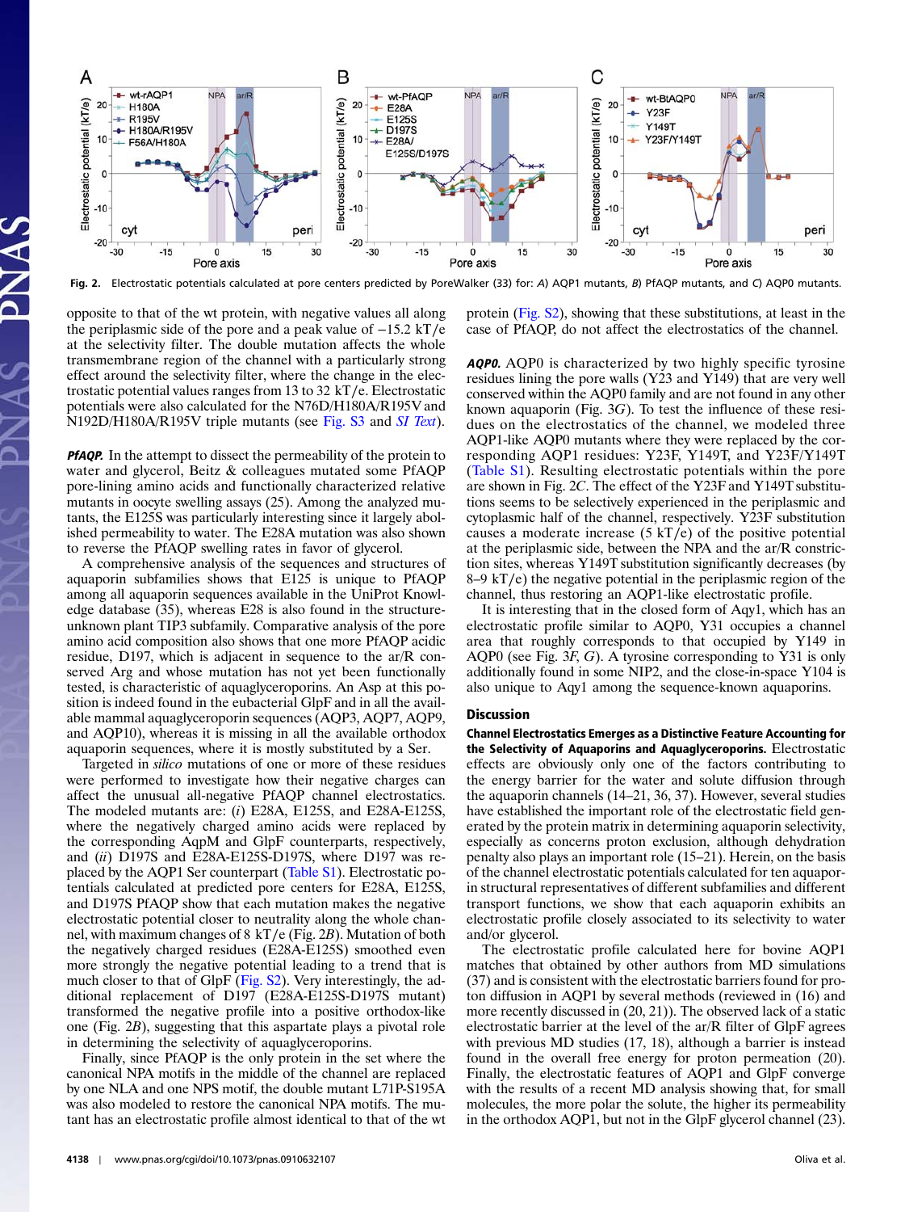Fig. 2. Electrostatic potentials calculated at pore centers predicted by PoreWalker (33) for: A) AQP1 mutants, B) PfAQP mutants, and C) AQP0 mutants.

opposite to that of the wt protein, with negative values all along the periplasmic side of the pore and a peak value of −15.2 kT/e at the selectivity filter. The double mutation affects the whole transmembrane region of the channel with a particularly strong effect around the selectivity filter, where the change in the electrostatic potential values ranges from 13 to 32 kT/e. Electrostatic potentials were also calculated for the N76D/H180A/R195V and N192D/H180A/R195V triple mutants (see Fig. S3 and *SI Text*).

***PfAQP.*** In the attempt to dissect the permeability of the protein to water and glycerol, Beitz & colleagues mutated some PfAQP pore-lining amino acids and functionally characterized relative mutants in oocyte swelling assays (25). Among the analyzed mutants, the E125S was particularly interesting since it largely abolished permeability to water. The E28A mutation was also shown to reverse the PfAQP swelling rates in favor of glycerol.

A comprehensive analysis of the sequences and structures of aquaporin subfamilies shows that E125 is unique to PfAQP among all aquaporin sequences available in the UniProt Knowledge database (35), whereas E28 is also found in the structure-unknown plant TIP3 subfamily. Comparative analysis of the pore amino acid composition also shows that one more PfAQP acidic residue, D197, which is adjacent in sequence to the ar/R conserved Arg and whose mutation has not yet been functionally tested, is characteristic of aquaglyceroporins. An Asp at this position is indeed found in the eubacterial GlpF and in all the available mammal aquaglyceroporin sequences (AQP3, AQP7, AQP9, and AQP10), whereas it is missing in all the available orthodox aquaporin sequences, where it is mostly substituted by a Ser.

Targeted in *silico* mutations of one or more of these residues were performed to investigate how their negative charges can affect the unusual all-negative PfAQP channel electrostatics. The modeled mutants are: (*i*) E28A, E125S, and E28A-E125S, where the negatively charged amino acids were replaced by the corresponding AqpM and GlpF counterparts, respectively, and (*ii*) D197S and E28A-E125S-D197S, where D197 was replaced by the AQP1 Ser counterpart (Table S1). Electrostatic potentials calculated at predicted pore centers for E28A, E125S, and D197S PfAQP show that each mutation makes the negative electrostatic potential closer to neutrality along the whole channel, with maximum changes of 8 kT/e (Fig. 2*B*). Mutation of both the negatively charged residues (E28A-E125S) smoothed even more strongly the negative potential leading to a trend that is much closer to that of GlpF (Fig. S2). Very interestingly, the additional replacement of D197 (E28A-E125S-D197S mutant) transformed the negative profile into a positive orthodox-like one (Fig. 2*B*), suggesting that this aspartate plays a pivotal role in determining the selectivity of aquaglyceroporins.

Finally, since PfAQP is the only protein in the set where the canonical NPA motifs in the middle of the channel are replaced by one NLA and one NPS motif, the double mutant L71P-S195A was also modeled to restore the canonical NPA motifs. The mutant has an electrostatic profile almost identical to that of the wt protein (Fig. S2), showing that these substitutions, at least in the case of PfAQP, do not affect the electrostatics of the channel.

***AQP0.*** AQP0 is characterized by two highly specific tyrosine residues lining the pore walls (Y23 and Y149) that are very well conserved within the AQP0 family and are not found in any other known aquaporin (Fig. 3*G*). To test the influence of these residues on the electrostatics of the channel, we modeled three AQP1-like AQP0 mutants where they were replaced by the corresponding AQP1 residues: Y23F, Y149T, and Y23F/Y149T (Table S1). Resulting electrostatic potentials within the pore are shown in Fig. 2*C*. The effect of the Y23F and Y149T substitutions seems to be selectively experienced in the periplasmic and cytoplasmic half of the channel, respectively. Y23F substitution causes a moderate increase (5 kT/e) of the positive potential at the periplasmic side, between the NPA and the ar/R constriction sites, whereas Y149T substitution significantly decreases (by 8–9 kT/e) the negative potential in the periplasmic region of the channel, thus restoring an AQP1-like electrostatic profile.

It is interesting that in the closed form of Aqy1, which has an electrostatic profile similar to AQP0, Y31 occupies a channel area that roughly corresponds to that occupied by Y149 in AQP0 (see Fig. 3*F*, *G*). A tyrosine corresponding to Y31 is only additionally found in some NIP2, and the close-in-space Y104 is also unique to Aqy1 among the sequence-known aquaporins.

## Discussion

**Channel Electrostatics Emerges as a Distinctive Feature Accounting for the Selectivity of Aquaporins and Aquaglyceroporins.** Electrostatic effects are obviously only one of the factors contributing to the energy barrier for the water and solute diffusion through the aquaporin channels (14–21, 36, 37). However, several studies have established the important role of the electrostatic field generated by the protein matrix in determining aquaporin selectivity, especially as concerns proton exclusion, although dehydration penalty also plays an important role (15–21). Herein, on the basis of the channel electrostatic potentials calculated for ten aquaporin structural representatives of different subfamilies and different transport functions, we show that each aquaporin exhibits an electrostatic profile closely associated to its selectivity to water and/or glycerol.

The electrostatic profile calculated here for bovine AQP1 matches that obtained by other authors from MD simulations (37) and is consistent with the electrostatic barriers found for proton diffusion in AQP1 by several methods (reviewed in (16) and more recently discussed in (20, 21)). The observed lack of a static electrostatic barrier at the level of the ar/R filter of GlpF agrees with previous MD studies (17, 18), although a barrier is instead found in the overall free energy for proton permeation (20). Finally, the electrostatic features of AQP1 and GlpF converge with the results of a recent MD analysis showing that, for small molecules, the more polar the solute, the higher its permeability in the orthodox AQP1, but not in the GlpF glycerol channel (23).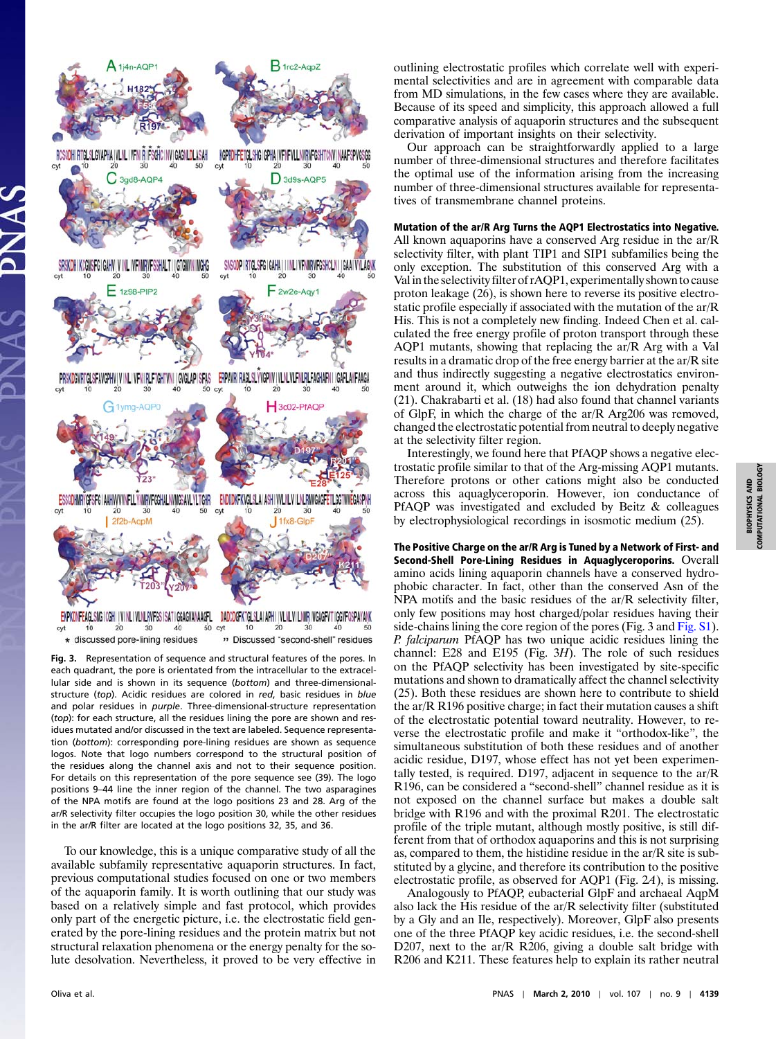**Fig. 3.** Representation of sequence and structural features of the pores. In each quadrant, the pore is orientated from the intracellular to the extracellular side and is shown in its sequence (bottom) and three-dimensional-structure (top). Acidic residues are colored in red, basic residues in blue and polar residues in purple. Three-dimensional-structure representation (top): for each structure, all the residues lining the pore are shown and residues mutated and/or discussed in the text are labeled. Sequence representation (bottom): corresponding pore-lining residues are shown as sequence logos. Note that logo numbers correspond to the structural position of the residues along the channel axis and not to their sequence position. For details on this representation of the pore sequence see (39). The logo positions 9–44 line the inner region of the channel. The two asparagines of the NPA motifs are found at the logo positions 23 and 28. Arg of the ar/R selectivity filter occupies the logo position 30, while the other residues in the ar/R filter are located at the logo positions 32, 35, and 36.

To our knowledge, this is a unique comparative study of all the available subfamily representative aquaporin structures. In fact, previous computational studies focused on one or two members of the aquaporin family. It is worth outlining that our study was based on a relatively simple and fast protocol, which provides only part of the energetic picture, i.e. the electrostatic field generated by the pore-lining residues and the protein matrix but not structural relaxation phenomena or the energy penalty for the solute desolvation. Nevertheless, it proved to be very effective in outlining electrostatic profiles which correlate well with experimental selectivities and are in agreement with comparable data from MD simulations, in the few cases where they are available. Because of its speed and simplicity, this approach allowed a full comparative analysis of aquaporin structures and the subsequent derivation of important insights on their selectivity.

Our approach can be straightforwardly applied to a large number of three-dimensional structures and therefore facilitates the optimal use of the information arising from the increasing number of three-dimensional structures available for representatives of transmembrane channel proteins.

**Mutation of the ar/R Arg Turns the AQP1 Electrostatics into Negative.** All known aquaporins have a conserved Arg residue in the ar/R selectivity filter, with plant TIP1 and SIP1 subfamilies being the only exception. The substitution of this conserved Arg with a Val in the selectivity filter of rAQP1, experimentally shown to cause proton leakage (26), is shown here to reverse its positive electrostatic profile especially if associated with the mutation of the ar/R His. This is not a completely new finding. Indeed Chen et al. calculated the free energy profile of proton transport through these AQP1 mutants, showing that replacing the ar/R Arg with a Val results in a dramatic drop of the free energy barrier at the ar/R site and thus indirectly suggesting a negative electrostatics environment around it, which outweighs the ion dehydration penalty (21). Chakrabarti et al. (18) had also found that channel variants of GlpF, in which the charge of the ar/R Arg206 was removed, changed the electrostatic potential from neutral to deeply negative at the selectivity filter region.

Interestingly, we found here that PfAQP shows a negative electrostatic profile similar to that of the Arg-missing AQP1 mutants. Therefore protons or other cations might also be conducted across this aquaglyceroporin. However, ion conductance of PfAQP was investigated and excluded by Beitz & colleagues by electrophysiological recordings in isosmotic medium (25).

**The Positive Charge on the ar/R Arg is Tuned by a Network of First- and Second-Shell Pore-Lining Residues in Aquaglyceroporins.** Overall amino acids lining aquaporin channels have a conserved hydrophobic character. In fact, other than the conserved Asn of the NPA motifs and the basic residues of the ar/R selectivity filter, only few positions may host charged/polar residues having their side-chains lining the core region of the pores (Fig. 3 and Fig. S1). *P. falciparum* PfAQP has two unique acidic residues lining the channel: E28 and E195 (Fig. 3*H*). The role of such residues on the PfAQP selectivity has been investigated by site-specific mutations and shown to dramatically affect the channel selectivity (25). Both these residues are shown here to contribute to shield the ar/R R196 positive charge; in fact their mutation causes a shift of the electrostatic potential toward neutrality. However, to reverse the electrostatic profile and make it "orthodox-like", the simultaneous substitution of both these residues and of another acidic residue, D197, whose effect has not yet been experimentally tested, is required. D197, adjacent in sequence to the ar/R R196, can be considered a "second-shell" channel residue as it is not exposed on the channel surface but makes a double salt bridge with R196 and with the proximal R201. The electrostatic profile of the triple mutant, although mostly positive, is still different from that of orthodox aquaporins and this is not surprising as, compared to them, the histidine residue in the ar/R site is substituted by a glycine, and therefore its contribution to the positive electrostatic profile, as observed for AQP1 (Fig. 2*A*), is missing.

Analogously to PfAQP, eubacterial GlpF and archaeal AqpM also lack the His residue of the ar/R selectivity filter (substituted by a Gly and an Ile, respectively). Moreover, GlpF also presents one of the three PfAQP key acidic residues, i.e. the second-shell D207, next to the ar/R R206, giving a double salt bridge with R206 and K211. These features help to explain its rather neutral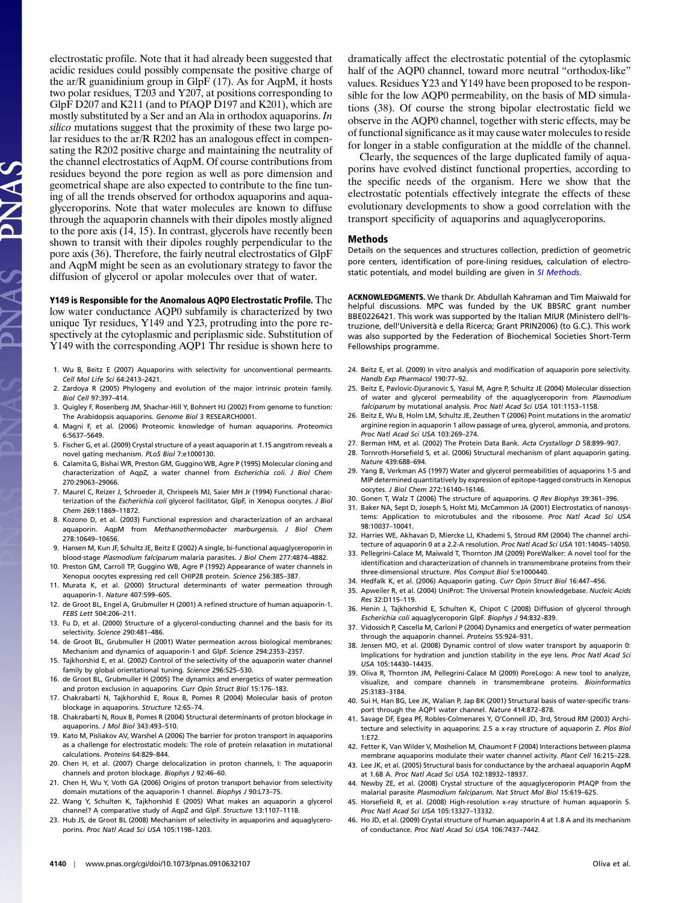electrostatic profile. Note that it had already been suggested that acidic residues could possibly compensate the positive charge of the ar/R guanidinium group in GlpF (17). As for AqpM, it hosts two polar residues, T203 and Y207, at positions corresponding to GlpF D207 and K211 (and to PfAQP D197 and K201), which are mostly substituted by a Ser and an Ala in orthodox aquaporins. *In silico* mutations suggest that the proximity of these two large polar residues to the ar/R R202 has an analogous effect in compensating the R202 positive charge and maintaining the neutrality of the channel electrostatics of AqpM. Of course contributions from residues beyond the pore region as well as pore dimension and geometrical shape are also expected to contribute to the fine tuning of all the trends observed for orthodox aquaporins and aquaglyceroporins. Note that water molecules are known to diffuse through the aquaporin channels with their dipoles mostly aligned to the pore axis (14, 15). In contrast, glycerols have recently been shown to transit with their dipoles roughly perpendicular to the pore axis (36). Therefore, the fairly neutral electrostatics of GlpF and AqpM might be seen as an evolutionary strategy to favor the diffusion of glycerol or apolar molecules over that of water.

**Y149 is Responsible for the Anomalous AQP0 Electrostatic Profile.** The low water conductance AQP0 subfamily is characterized by two unique Tyr residues, Y149 and Y23, protruding into the pore respectively at the cytoplasmic and periplasmic side. Substitution of Y149 with the corresponding AQP1 Thr residue is shown here to dramatically affect the electrostatic potential of the cytoplasmic half of the AQP0 channel, toward more neutral "orthodox-like" values. Residues Y23 and Y149 have been proposed to be responsible for the low AQP0 permeability, on the basis of MD simulations (38). Of course the strong bipolar electrostatic field we observe in the AQP0 channel, together with steric effects, may be of functional significance as it may cause water molecules to reside for longer in a stable configuration at the middle of the channel.

Clearly, the sequences of the large duplicated family of aquaporins have evolved distinct functional properties, according to the specific needs of the organism. Here we show that the electrostatic potentials effectively integrate the effects of these evolutionary developments to show a good correlation with the transport specificity of aquaporins and aquaglyceroporins.

## Methods

Details on the sequences and structures collection, prediction of geometric pore centers, identification of pore-lining residues, calculation of electrostatic potentials, and model building are given in *SI Methods*.

**ACKNOWLEDGMENTS.** We thank Dr. Abdullah Kahraman and Tim Maiwald for helpful discussions. MPC was funded by the UK BBSRC grant number BBE0226421. This work was supported by the Italian MIUR (Ministero dell'Istruzione, dell'Università e della Ricerca; Grant PRIN2006) (to G.C.). This work was also supported by the Federation of Biochemical Societies Short-Term Fellowships programme.

1. Wu B, Beitz E (2007) Aquaporins with selectivity for unconventional permeants. *Cell Mol Life Sci* 64:2413–2421.
2. Zardoya R (2005) Phylogeny and evolution of the major intrinsic protein family. *Biol Cell* 97:397–414.
3. Quigley F, Rosenberg JM, Shachar-Hill Y, Bohnert HJ (2002) From genome to function: The Arabidopsis aquaporins. *Genome Biol* 3 RESEARCH0001.
4. Magni F, et al. (2006) Proteomic knowledge of human aquaporins. *Proteomics* 6:5637–5649.
5. Fischer G, et al. (2009) Crystal structure of a yeast aquaporin at 1.15 angstrom reveals a novel gating mechanism. *PLoS Biol* 7:e1000130.
6. Calamita G, Bishai WR, Preston GM, Guggino WB, Agre P (1995) Molecular cloning and characterization of AqpZ, a water channel from *Escherichia coli*. *J Biol Chem* 270:29063–29066.
7. Maurel C, Reizer J, Schroeder JI, Chrispeels MJ, Saier MH Jr (1994) Functional characterization of the *Escherichia coli* glycerol facilitator, GlpF, in Xenopus oocytes. *J Biol Chem* 269:11869–11872.
8. Kozono D, et al. (2003) Functional expression and characterization of an archaeal aquaporin. AqpM from *Methanothermobacter marburgensis*. *J Biol Chem* 278:10649–10656.
9. Hansen M, Kun JF, Schultz JE, Beitz E (2002) A single, bi-functional aquaglyceroporin in blood-stage *Plasmodium falciparum* malaria parasites. *J Biol Chem* 277:4874–4882.
10. Preston GM, Carroll TP, Guggino WB, Agre P (1992) Appearance of water channels in Xenopus oocytes expressing red cell CHIP28 protein. *Science* 256:385–387.
11. Murata K, et al. (2000) Structural determinants of water permeation through aquaporin-1. *Nature* 407:599–605.
12. de Groot BL, Engel A, Grubmuller H (2001) A refined structure of human aquaporin-1. *FEBS Lett* 504:206–211.
13. Fu D, et al. (2000) Structure of a glycerol-conducting channel and the basis for its selectivity. *Science* 290:481–486.
14. de Groot BL, Grubmuller H (2001) Water permeation across biological membranes: Mechanism and dynamics of aquaporin-1 and GlpF. *Science* 294:2353–2357.
15. Tajkhorshid E, et al. (2002) Control of the selectivity of the aquaporin water channel family by global orientational tuning. *Science* 296:525–530.
16. de Groot BL, Grubmuller H (2005) The dynamics and energetics of water permeation and proton exclusion in aquaporins. *Curr Opin Struct Biol* 15:176–183.
17. Chakrabarti N, Tajkhorshid E, Roux B, Pomes R (2004) Molecular basis of proton blockage in aquaporins. *Structure* 12:65–74.
18. Chakrabarti N, Roux B, Pomes R (2004) Structural determinants of proton blockage in aquaporins. *J Mol Biol* 343:493–510.
19. Kato M, Pisliakov AV, Warshel A (2006) The barrier for proton transport in aquaporins as a challenge for electrostatic models: The role of protein relaxation in mutational calculations. *Proteins* 64:829–844.
20. Chen H, et al. (2007) Charge delocalization in proton channels, I: The aquaporin channels and proton blockage. *Biophys J* 92:46–60.
21. Chen H, Wu Y, Voth GA (2006) Origins of proton transport behavior from selectivity domain mutations of the aquaporin-1 channel. *Biophys J* 90:L73–75.
22. Wang Y, Schulten K, Tajkhorshid E (2005) What makes an aquaporin a glycerol channel? A comparative study of AqpZ and GlpF. *Structure* 13:1107–1118.
23. Hub JS, de Groot BL (2008) Mechanism of selectivity in aquaporins and aquaglyceroporins. *Proc Natl Acad Sci USA* 105:1198–1203.
24. Beitz E, et al. (2009) In vitro analysis and modification of aquaporin pore selectivity. *Handb Exp Pharmacol* 190:77–92.
25. Beitz E, Pavlovic-Djuranovic S, Yasui M, Agre P, Schultz JE (2004) Molecular dissection of water and glycerol permeability of the aquaglyceroporin from *Plasmodium falciparum* by mutational analysis. *Proc Natl Acad Sci USA* 101:1153–1158.
26. Beitz E, Wu B, Holm LM, Schultz JE, Zeuthen T (2006) Point mutations in the aromatic/arginine region in aquaporin 1 allow passage of urea, glycerol, ammonia, and protons. *Proc Natl Acad Sci USA* 103:269–274.
27. Berman HM, et al. (2002) The Protein Data Bank. *Acta Crystallogr D* 58:899–907.
28. Tornroth-Horsefield S, et al. (2006) Structural mechanism of plant aquaporin gating. *Nature* 439:688–694.
29. Yang B, Verkman AS (1997) Water and glycerol permeabilities of aquaporins 1-5 and MIP determined quantitatively by expression of epitope-tagged constructs in Xenopus oocytes. *J Biol Chem* 272:16140–16146.
30. Gonen T, Walz T (2006) The structure of aquaporins. *Q Rev Biophys* 39:361–396.
31. Baker NA, Sept D, Joseph S, Holst MJ, McCammon JA (2001) Electrostatics of nanosystems: Application to microtubules and the ribosome. *Proc Natl Acad Sci USA* 98:10037–10041.
32. Harries WE, Akhavan D, Miercke LJ, Khademi S, Stroud RM (2004) The channel architecture of aquaporin 0 at a 2.2-A resolution. *Proc Natl Acad Sci USA* 101:14045–14050.
33. Pellegrini-Calace M, Maiwald T, Thornton JM (2009) PoreWalker: A novel tool for the identification and characterization of channels in transmembrane proteins from their three-dimensional structure. *Plos Comput Biol* 5:e1000440.
34. Hedfalk K, et al. (2006) Aquaporin gating. *Curr Opin Struct Biol* 16:447–456.
35. Apweiler R, et al. (2004) UniProt: The Universal Protein knowledgebase. *Nucleic Acids Res* 32:D115–119.
36. Henin J, Tajkhorshid E, Schulten K, Chipot C (2008) Diffusion of glycerol through *Escherichia coli* aquaglyceroporin GlpF. *Biophys J* 94:832–839.
37. Vidossich P, Cascella M, Carloni P (2004) Dynamics and energetics of water permeation through the aquaporin channel. *Proteins* 55:924–931.
38. Jensen MO, et al. (2008) Dynamic control of slow water transport by aquaporin 0: Implications for hydration and junction stability in the eye lens. *Proc Natl Acad Sci USA* 105:14430–14435.
39. Oliva R, Thornton JM, Pellegrini-Calace M (2009) PoreLogo: A new tool to analyze, visualize, and compare channels in transmembrane proteins. *Bioinformatics* 25:3183–3184.
40. Sui H, Han BG, Lee JK, Walian P, Jap BK (2001) Structural basis of water-specific transport through the AQP1 water channel. *Nature* 414:872–878.
41. Savage DF, Egea PF, Robles-Colmenares Y, O'Connell JD, 3rd, Stroud RM (2003) Architecture and selectivity in aquaporins: 2.5 a x-ray structure of aquaporin Z. *Plos Biol* 1:E72.
42. Fetter K, Van Wilder V, Moshelion M, Chaumont F (2004) Interactions between plasma membrane aquaporins modulate their water channel activity. *Plant Cell* 16:215–228.
43. Lee JK, et al. (2005) Structural basis for conductance by the archaeal aquaporin AqpM at 1.68 A. *Proc Natl Acad Sci USA* 102:18932–18937.
44. Newby ZE, et al. (2008) Crystal structure of the aquaglyceroporin PfAQP from the malarial parasite *Plasmodium falciparum*. *Nat Struct Mol Biol* 15:619–625.
45. Horsefield R, et al. (2008) High-resolution x-ray structure of human aquaporin 5. *Proc Natl Acad Sci USA* 105:13327–13332.
46. Ho JD, et al. (2009) Crystal structure of human aquaporin 4 at 1.8 A and its mechanism of conductance. *Proc Natl Acad Sci USA* 106:7437–7442.